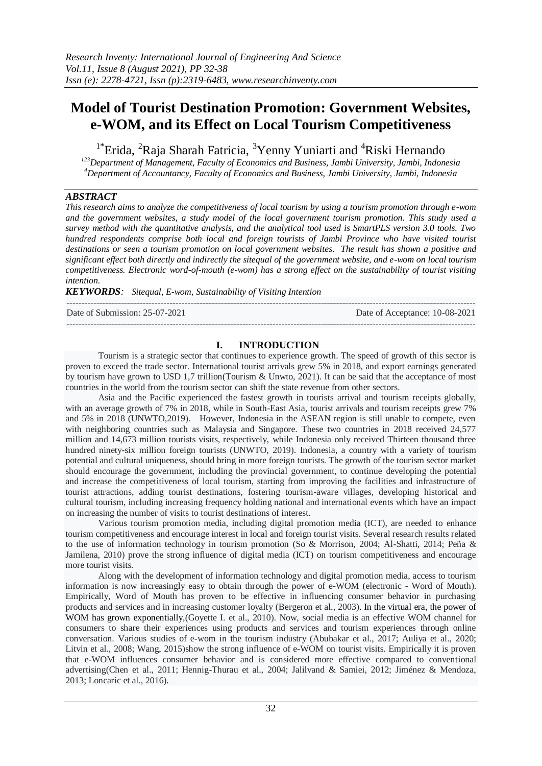// Research Inventy header omitted

# Model of Tourist Destination Promotion: Government Websites, e-WOM, and its Effect on Local Tourism Competitiveness

[1*]Erida, [2]Raja Sharah Fatricia, [3]Yenny Yuniarti and [4]Riski Hernando

*[123]Department of Management, Faculty of Economics and Business, Jambi University, Jambi, Indonesia*
*[4]Department of Accountancy, Faculty of Economics and Business, Jambi University, Jambi, Indonesia*

### *ABSTRACT*

*This research aims to analyze the competitiveness of local tourism by using a tourism promotion through e-wom and the government websites, a study model of the local government tourism promotion. This study used a survey method with the quantitative analysis, and the analytical tool used is SmartPLS version 3.0 tools. Two hundred respondents comprise both local and foreign tourists of Jambi Province who have visited tourist destinations or seen a tourism promotion on local government websites. The result has shown a positive and significant effect both directly and indirectly the sitequal of the government website, and e-wom on local tourism competitiveness. Electronic word-of-mouth (e-wom) has a strong effect on the sustainability of tourist visiting intention.*

***KEYWORDS****: Sitequal, E-wom, Sustainability of Visiting Intention*

---

Date of Submission: 25-07-2021 Date of Acceptance: 10-08-2021

---

## I. INTRODUCTION

Tourism is a strategic sector that continues to experience growth. The speed of growth of this sector is proven to exceed the trade sector. International tourist arrivals grew 5% in 2018, and export earnings generated by tourism have grown to USD 1,7 trillion(Tourism & Unwto, 2021). It can be said that the acceptance of most countries in the world from the tourism sector can shift the state revenue from other sectors.

Asia and the Pacific experienced the fastest growth in tourists arrival and tourism receipts globally, with an average growth of 7% in 2018, while in South-East Asia, tourist arrivals and tourism receipts grew 7% and 5% in 2018 (UNWTO,2019). However, Indonesia in the ASEAN region is still unable to compete, even with neighboring countries such as Malaysia and Singapore. These two countries in 2018 received 24,577 million and 14,673 million tourists visits, respectively, while Indonesia only received Thirteen thousand three hundred ninety-six million foreign tourists (UNWTO, 2019). Indonesia, a country with a variety of tourism potential and cultural uniqueness, should bring in more foreign tourists. The growth of the tourism sector market should encourage the government, including the provincial government, to continue developing the potential and increase the competitiveness of local tourism, starting from improving the facilities and infrastructure of tourist attractions, adding tourist destinations, fostering tourism-aware villages, developing historical and cultural tourism, including increasing frequency holding national and international events which have an impact on increasing the number of visits to tourist destinations of interest.

Various tourism promotion media, including digital promotion media (ICT), are needed to enhance tourism competitiveness and encourage interest in local and foreign tourist visits. Several research results related to the use of information technology in tourism promotion (So & Morrison, 2004; Al-Shatti, 2014; Peña & Jamilena, 2010) prove the strong influence of digital media (ICT) on tourism competitiveness and encourage more tourist visits.

Along with the development of information technology and digital promotion media, access to tourism information is now increasingly easy to obtain through the power of e-WOM (electronic - Word of Mouth). Empirically, Word of Mouth has proven to be effective in influencing consumer behavior in purchasing products and services and in increasing customer loyalty (Bergeron et al., 2003). In the virtual era, the power of WOM has grown exponentially,(Goyette I. et al., 2010). Now, social media is an effective WOM channel for consumers to share their experiences using products and services and tourism experiences through online conversation. Various studies of e-wom in the tourism industry (Abubakar et al., 2017; Auliya et al., 2020; Litvin et al., 2008; Wang, 2015)show the strong influence of e-WOM on tourist visits. Empirically it is proven that e-WOM influences consumer behavior and is considered more effective compared to conventional advertising(Chen et al., 2011; Hennig-Thurau et al., 2004; Jalilvand & Samiei, 2012; Jiménez & Mendoza, 2013; Loncaric et al., 2016).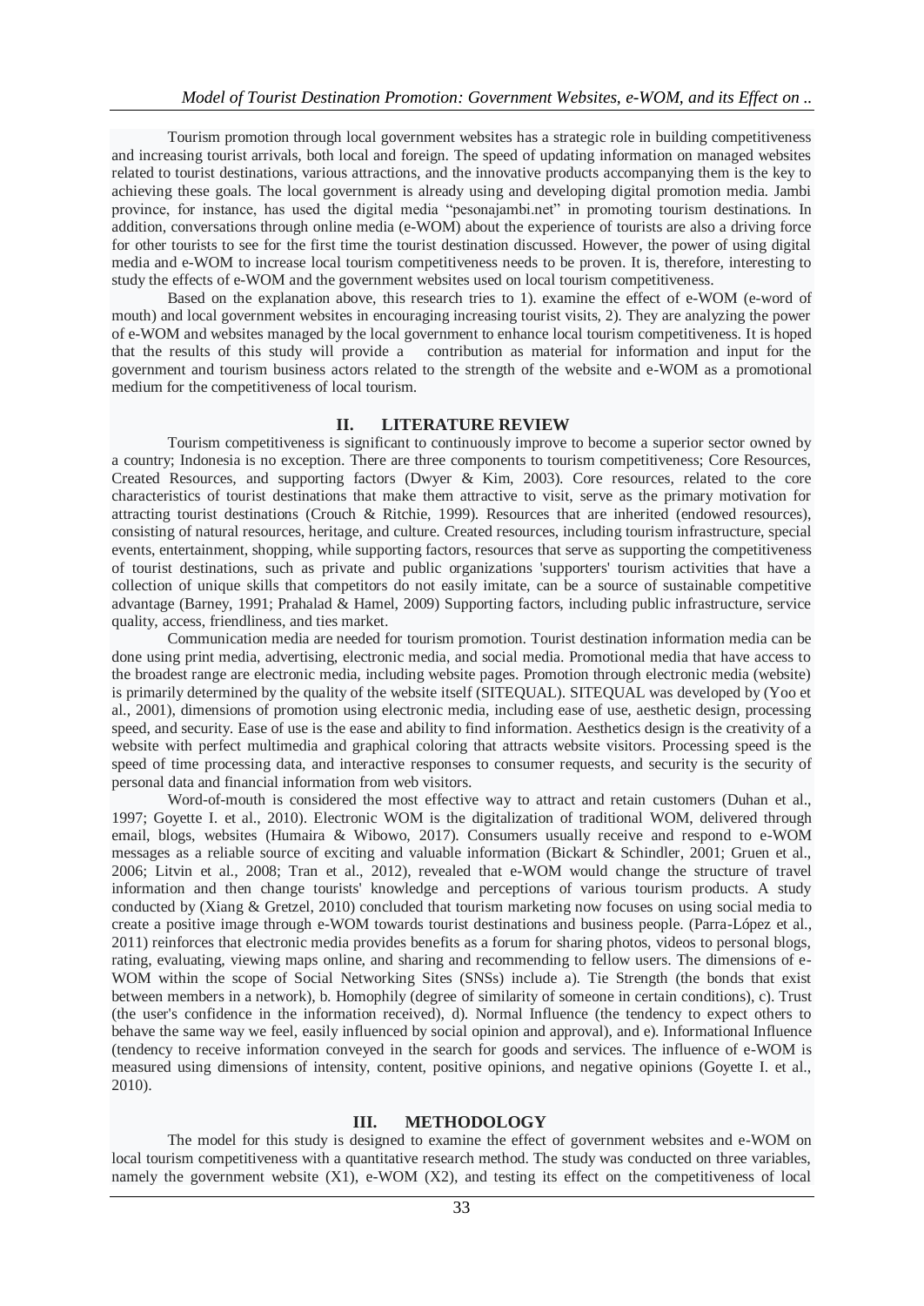Tourism promotion through local government websites has a strategic role in building competitiveness and increasing tourist arrivals, both local and foreign. The speed of updating information on managed websites related to tourist destinations, various attractions, and the innovative products accompanying them is the key to achieving these goals. The local government is already using and developing digital promotion media. Jambi province, for instance, has used the digital media "pesonajambi.net" in promoting tourism destinations. In addition, conversations through online media (e-WOM) about the experience of tourists are also a driving force for other tourists to see for the first time the tourist destination discussed. However, the power of using digital media and e-WOM to increase local tourism competitiveness needs to be proven. It is, therefore, interesting to study the effects of e-WOM and the government websites used on local tourism competitiveness.

Based on the explanation above, this research tries to 1). examine the effect of e-WOM (e-word of mouth) and local government websites in encouraging increasing tourist visits, 2). They are analyzing the power of e-WOM and websites managed by the local government to enhance local tourism competitiveness. It is hoped that the results of this study will provide a contribution as material for information and input for the government and tourism business actors related to the strength of the website and e-WOM as a promotional medium for the competitiveness of local tourism.

## II. LITERATURE REVIEW

Tourism competitiveness is significant to continuously improve to become a superior sector owned by a country; Indonesia is no exception. There are three components to tourism competitiveness; Core Resources, Created Resources, and supporting factors (Dwyer & Kim, 2003). Core resources, related to the core characteristics of tourist destinations that make them attractive to visit, serve as the primary motivation for attracting tourist destinations (Crouch & Ritchie, 1999). Resources that are inherited (endowed resources), consisting of natural resources, heritage, and culture. Created resources, including tourism infrastructure, special events, entertainment, shopping, while supporting factors, resources that serve as supporting the competitiveness of tourist destinations, such as private and public organizations 'supporters' tourism activities that have a collection of unique skills that competitors do not easily imitate, can be a source of sustainable competitive advantage (Barney, 1991; Prahalad & Hamel, 2009) Supporting factors, including public infrastructure, service quality, access, friendliness, and ties market.

Communication media are needed for tourism promotion. Tourist destination information media can be done using print media, advertising, electronic media, and social media. Promotional media that have access to the broadest range are electronic media, including website pages. Promotion through electronic media (website) is primarily determined by the quality of the website itself (SITEQUAL). SITEQUAL was developed by (Yoo et al., 2001), dimensions of promotion using electronic media, including ease of use, aesthetic design, processing speed, and security. Ease of use is the ease and ability to find information. Aesthetics design is the creativity of a website with perfect multimedia and graphical coloring that attracts website visitors. Processing speed is the speed of time processing data, and interactive responses to consumer requests, and security is the security of personal data and financial information from web visitors.

Word-of-mouth is considered the most effective way to attract and retain customers (Duhan et al., 1997; Goyette I. et al., 2010). Electronic WOM is the digitalization of traditional WOM, delivered through email, blogs, websites (Humaira & Wibowo, 2017). Consumers usually receive and respond to e-WOM messages as a reliable source of exciting and valuable information (Bickart & Schindler, 2001; Gruen et al., 2006; Litvin et al., 2008; Tran et al., 2012), revealed that e-WOM would change the structure of travel information and then change tourists' knowledge and perceptions of various tourism products. A study conducted by (Xiang & Gretzel, 2010) concluded that tourism marketing now focuses on using social media to create a positive image through e-WOM towards tourist destinations and business people. (Parra-López et al., 2011) reinforces that electronic media provides benefits as a forum for sharing photos, videos to personal blogs, rating, evaluating, viewing maps online, and sharing and recommending to fellow users. The dimensions of e-WOM within the scope of Social Networking Sites (SNSs) include a). Tie Strength (the bonds that exist between members in a network), b. Homophily (degree of similarity of someone in certain conditions), c). Trust (the user's confidence in the information received), d). Normal Influence (the tendency to expect others to behave the same way we feel, easily influenced by social opinion and approval), and e). Informational Influence (tendency to receive information conveyed in the search for goods and services. The influence of e-WOM is measured using dimensions of intensity, content, positive opinions, and negative opinions (Goyette I. et al., 2010).

## III. METHODOLOGY

The model for this study is designed to examine the effect of government websites and e-WOM on local tourism competitiveness with a quantitative research method. The study was conducted on three variables, namely the government website (X1), e-WOM (X2), and testing its effect on the competitiveness of local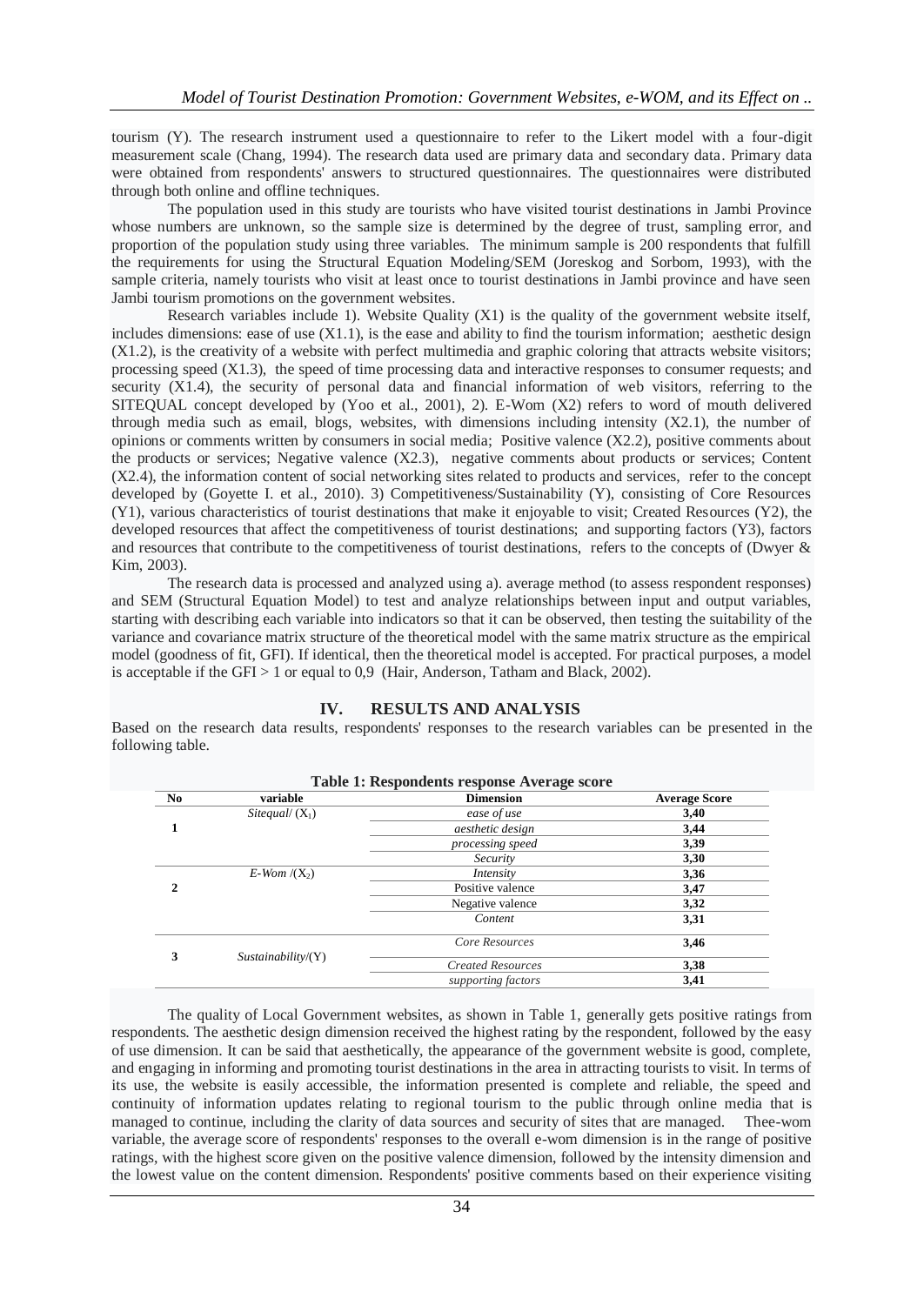tourism (Y). The research instrument used a questionnaire to refer to the Likert model with a four-digit measurement scale (Chang, 1994). The research data used are primary data and secondary data. Primary data were obtained from respondents' answers to structured questionnaires. The questionnaires were distributed through both online and offline techniques.

The population used in this study are tourists who have visited tourist destinations in Jambi Province whose numbers are unknown, so the sample size is determined by the degree of trust, sampling error, and proportion of the population study using three variables. The minimum sample is 200 respondents that fulfill the requirements for using the Structural Equation Modeling/SEM (Joreskog and Sorbom, 1993), with the sample criteria, namely tourists who visit at least once to tourist destinations in Jambi province and have seen Jambi tourism promotions on the government websites.

Research variables include 1). Website Quality (X1) is the quality of the government website itself, includes dimensions: ease of use (X1.1), is the ease and ability to find the tourism information; aesthetic design (X1.2), is the creativity of a website with perfect multimedia and graphic coloring that attracts website visitors; processing speed (X1.3), the speed of time processing data and interactive responses to consumer requests; and security (X1.4), the security of personal data and financial information of web visitors, referring to the SITEQUAL concept developed by (Yoo et al., 2001), 2). E-Wom (X2) refers to word of mouth delivered through media such as email, blogs, websites, with dimensions including intensity (X2.1), the number of opinions or comments written by consumers in social media; Positive valence (X2.2), positive comments about the products or services; Negative valence (X2.3), negative comments about products or services; Content (X2.4), the information content of social networking sites related to products and services, refer to the concept developed by (Goyette I. et al., 2010). 3) Competitiveness/Sustainability (Y), consisting of Core Resources (Y1), various characteristics of tourist destinations that make it enjoyable to visit; Created Resources (Y2), the developed resources that affect the competitiveness of tourist destinations; and supporting factors (Y3), factors and resources that contribute to the competitiveness of tourist destinations, refers to the concepts of (Dwyer & Kim, 2003).

The research data is processed and analyzed using a). average method (to assess respondent responses) and SEM (Structural Equation Model) to test and analyze relationships between input and output variables, starting with describing each variable into indicators so that it can be observed, then testing the suitability of the variance and covariance matrix structure of the theoretical model with the same matrix structure as the empirical model (goodness of fit, GFI). If identical, then the theoretical model is accepted. For practical purposes, a model is acceptable if the GFI > 1 or equal to 0,9 (Hair, Anderson, Tatham and Black, 2002).

## IV. RESULTS AND ANALYSIS

Based on the research data results, respondents' responses to the research variables can be presented in the following table.

**Table 1: Respondents response Average score**

| No | variable | Dimension | Average Score |
|---|---|---|---|
| 1 | *Sitequal/* ($X_1$) | *ease of use* | **3,40** |
| | | *aesthetic design* | **3,44** |
| | | *processing speed* | **3,39** |
| | | *Security* | **3,30** |
| 2 | *E-Wom* /($X_2$) | *Intensity* | **3,36** |
| | | Positive valence | **3,47** |
| | | Negative valence | **3,32** |
| | | *Content* | **3,31** |
| 3 | *Sustainability*/(Y) | *Core Resources* | **3,46** |
| | | *Created Resources* | **3,38** |
| | | *supporting factors* | **3,41** |

The quality of Local Government websites, as shown in Table 1, generally gets positive ratings from respondents. The aesthetic design dimension received the highest rating by the respondent, followed by the easy of use dimension. It can be said that aesthetically, the appearance of the government website is good, complete, and engaging in informing and promoting tourist destinations in the area in attracting tourists to visit. In terms of its use, the website is easily accessible, the information presented is complete and reliable, the speed and continuity of information updates relating to regional tourism to the public through online media that is managed to continue, including the clarity of data sources and security of sites that are managed. Thee-wom variable, the average score of respondents' responses to the overall e-wom dimension is in the range of positive ratings, with the highest score given on the positive valence dimension, followed by the intensity dimension and the lowest value on the content dimension. Respondents' positive comments based on their experience visiting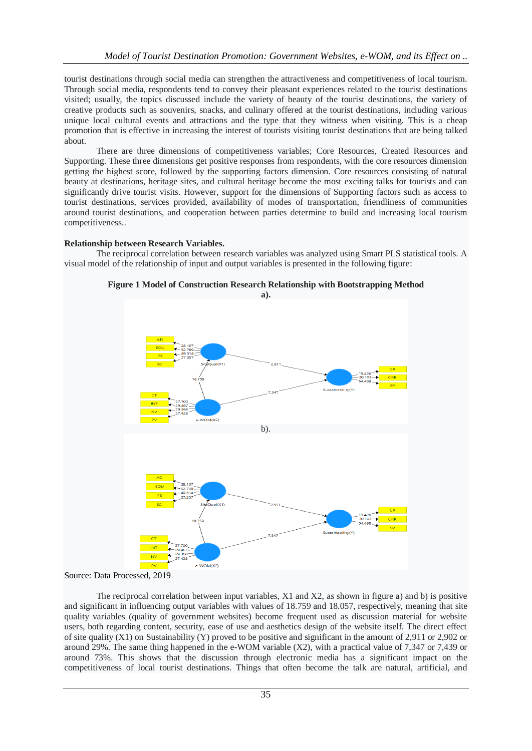tourist destinations through social media can strengthen the attractiveness and competitiveness of local tourism. Through social media, respondents tend to convey their pleasant experiences related to the tourist destinations visited; usually, the topics discussed include the variety of beauty of the tourist destinations, the variety of creative products such as souvenirs, snacks, and culinary offered at the tourist destinations, including various unique local cultural events and attractions and the type that they witness when visiting. This is a cheap promotion that is effective in increasing the interest of tourists visiting tourist destinations that are being talked about.

There are three dimensions of competitiveness variables; Core Resources, Created Resources and Supporting. These three dimensions get positive responses from respondents, with the core resources dimension getting the highest score, followed by the supporting factors dimension. Core resources consisting of natural beauty at destinations, heritage sites, and cultural heritage become the most exciting talks for tourists and can significantly drive tourist visits. However, support for the dimensions of Supporting factors such as access to tourist destinations, services provided, availability of modes of transportation, friendliness of communities around tourist destinations, and cooperation between parties determine to build and increasing local tourism competitiveness..

**Relationship between Research Variables.**

The reciprocal correlation between research variables was analyzed using Smart PLS statistical tools. A visual model of the relationship of input and output variables is presented in the following figure:

**Figure 1 Model of Construction Research Relationship with Bootstrapping Method**

a).

b).

Source: Data Processed, 2019

The reciprocal correlation between input variables, X1 and X2, as shown in figure a) and b) is positive and significant in influencing output variables with values of 18.759 and 18.057, respectively, meaning that site quality variables (quality of government websites) become frequent used as discussion material for website users, both regarding content, security, ease of use and aesthetics design of the website itself. The direct effect of site quality (X1) on Sustainability (Y) proved to be positive and significant in the amount of 2,911 or 2,902 or around 29%. The same thing happened in the e-WOM variable (X2), with a practical value of 7,347 or 7,439 or around 73%. This shows that the discussion through electronic media has a significant impact on the competitiveness of local tourist destinations. Things that often become the talk are natural, artificial, and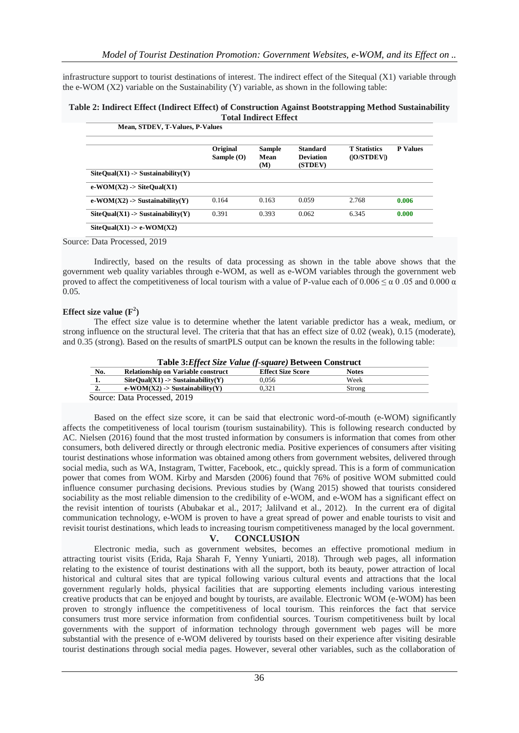infrastructure support to tourist destinations of interest. The indirect effect of the Sitequal (X1) variable through the e-WOM (X2) variable on the Sustainability (Y) variable, as shown in the following table:

**Table 2: Indirect Effect (Indirect Effect) of Construction Against Bootstrapping Method Sustainability Total Indirect Effect**

**Mean, STDEV, T-Values, P-Values**

| | Original Sample (O) | Sample Mean (M) | Standard Deviation (STDEV) | T Statistics (\|O/STDEV\|) | P Values |
|---|---|---|---|---|---|
| **SiteQual(X1) -> Sustainability(Y)** | | | | | |
| **e-WOM(X2) -> SiteQual(X1)** | | | | | |
| **e-WOM(X2) -> Sustainability(Y)** | 0.164 | 0.163 | 0.059 | 2.768 | **0.006** |
| **SiteQual(X1) -> Sustainability(Y)** | 0.391 | 0.393 | 0.062 | 6.345 | **0.000** |
| **SiteQual(X1) -> e-WOM(X2)** | | | | | |

Source: Data Processed, 2019

Indirectly, based on the results of data processing as shown in the table above shows that the government web quality variables through e-WOM, as well as e-WOM variables through the government web proved to affect the competitiveness of local tourism with a value of P-value each of 0.006 ≤ α 0 .05 and 0.000 α 0.05.

**Effect size value ($F^2$)**

The effect size value is to determine whether the latent variable predictor has a weak, medium, or strong influence on the structural level. The criteria that that has an effect size of 0.02 (weak), 0.15 (moderate), and 0.35 (strong). Based on the results of smartPLS output can be known the results in the following table:

**Table 3:*Effect Size Value (f-square)* Between Construct**

| No. | Relationship on Variable construct | Effect Size Score | Notes |
|---|---|---|---|
| **1.** | **SiteQual(X1) -> Sustainability(Y)** | 0,056 | Week |
| **2.** | **e-WOM(X2) -> Sustainability(Y)** | 0,321 | Strong |

Source: Data Processed, 2019

Based on the effect size score, it can be said that electronic word-of-mouth (e-WOM) significantly affects the competitiveness of local tourism (tourism sustainability). This is following research conducted by AC. Nielsen (2016) found that the most trusted information by consumers is information that comes from other consumers, both delivered directly or through electronic media. Positive experiences of consumers after visiting tourist destinations whose information was obtained among others from government websites, delivered through social media, such as WA, Instagram, Twitter, Facebook, etc., quickly spread. This is a form of communication power that comes from WOM. Kirby and Marsden (2006) found that 76% of positive WOM submitted could influence consumer purchasing decisions. Previous studies by (Wang 2015) showed that tourists considered sociability as the most reliable dimension to the credibility of e-WOM, and e-WOM has a significant effect on the revisit intention of tourists (Abubakar et al., 2017; Jalilvand et al., 2012). In the current era of digital communication technology, e-WOM is proven to have a great spread of power and enable tourists to visit and revisit tourist destinations, which leads to increasing tourism competitiveness managed by the local government.

## V. CONCLUSION

Electronic media, such as government websites, becomes an effective promotional medium in attracting tourist visits (Erida, Raja Sharah F, Yenny Yuniarti, 2018). Through web pages, all information relating to the existence of tourist destinations with all the support, both its beauty, power attraction of local historical and cultural sites that are typical following various cultural events and attractions that the local government regularly holds, physical facilities that are supporting elements including various interesting creative products that can be enjoyed and bought by tourists, are available. Electronic WOM (e-WOM) has been proven to strongly influence the competitiveness of local tourism. This reinforces the fact that service consumers trust more service information from confidential sources. Tourism competitiveness built by local governments with the support of information technology through government web pages will be more substantial with the presence of e-WOM delivered by tourists based on their experience after visiting desirable tourist destinations through social media pages. However, several other variables, such as the collaboration of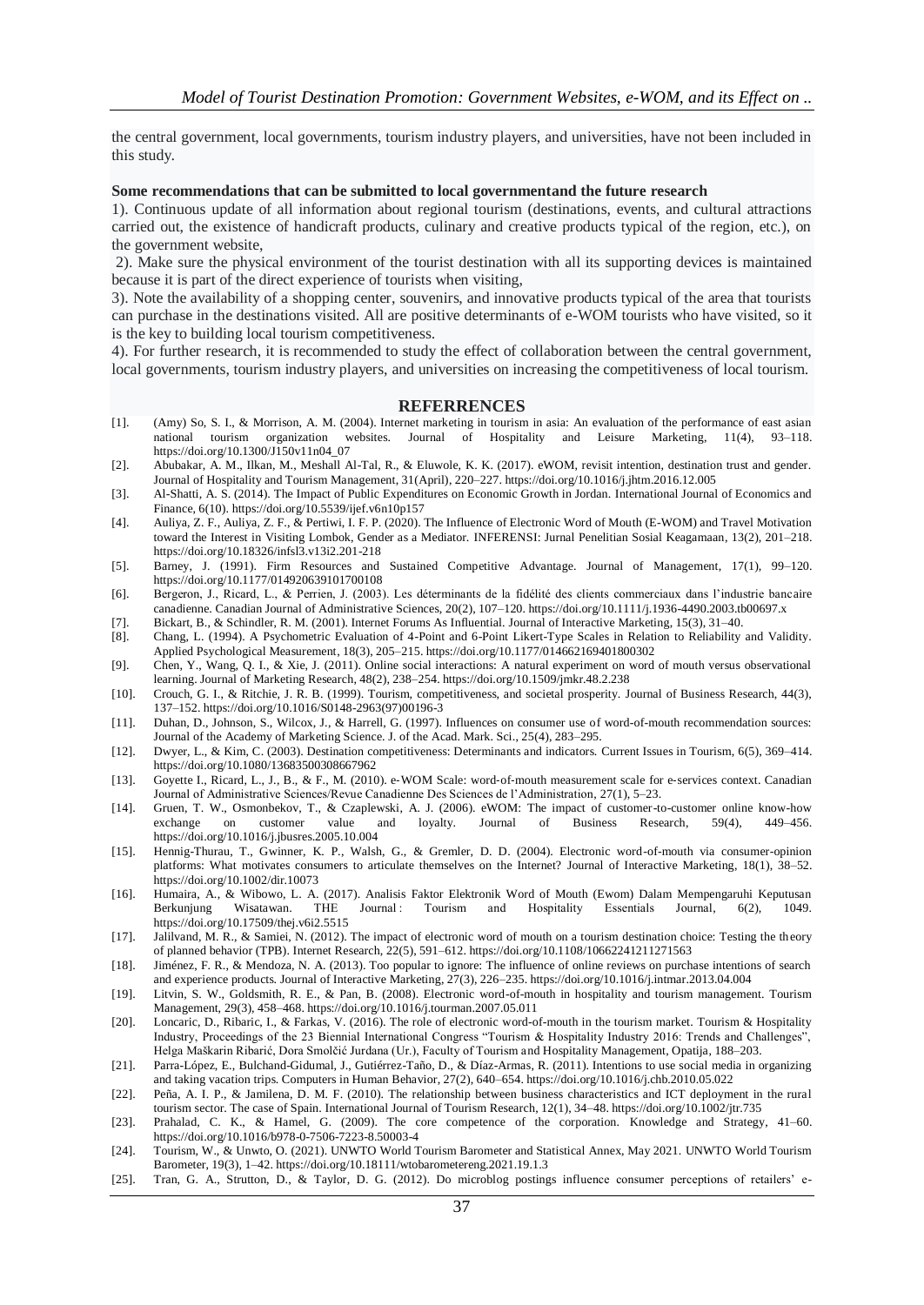the central government, local governments, tourism industry players, and universities, have not been included in this study.

**Some recommendations that can be submitted to local governmentand the future research**

1). Continuous update of all information about regional tourism (destinations, events, and cultural attractions carried out, the existence of handicraft products, culinary and creative products typical of the region, etc.), on the government website,

2). Make sure the physical environment of the tourist destination with all its supporting devices is maintained because it is part of the direct experience of tourists when visiting,

3). Note the availability of a shopping center, souvenirs, and innovative products typical of the area that tourists can purchase in the destinations visited. All are positive determinants of e-WOM tourists who have visited, so it is the key to building local tourism competitiveness.

4). For further research, it is recommended to study the effect of collaboration between the central government, local governments, tourism industry players, and universities on increasing the competitiveness of local tourism.

## REFERRENCES

[1]. (Amy) So, S. I., & Morrison, A. M. (2004). Internet marketing in tourism in asia: An evaluation of the performance of east asian national tourism organization websites. Journal of Hospitality and Leisure Marketing, 11(4), 93–118. https://doi.org/10.1300/J150v11n04_07

[2]. Abubakar, A. M., Ilkan, M., Meshall Al-Tal, R., & Eluwole, K. K. (2017). eWOM, revisit intention, destination trust and gender. Journal of Hospitality and Tourism Management, 31(April), 220–227. https://doi.org/10.1016/j.jhtm.2016.12.005

[3]. Al-Shatti, A. S. (2014). The Impact of Public Expenditures on Economic Growth in Jordan. International Journal of Economics and Finance, 6(10). https://doi.org/10.5539/ijef.v6n10p157

[4]. Auliya, Z. F., Auliya, Z. F., & Pertiwi, I. F. P. (2020). The Influence of Electronic Word of Mouth (E-WOM) and Travel Motivation toward the Interest in Visiting Lombok, Gender as a Mediator. INFERENSI: Jurnal Penelitian Sosial Keagamaan, 13(2), 201–218. https://doi.org/10.18326/infsl3.v13i2.201-218

[5]. Barney, J. (1991). Firm Resources and Sustained Competitive Advantage. Journal of Management, 17(1), 99–120. https://doi.org/10.1177/014920639101700108

[6]. Bergeron, J., Ricard, L., & Perrien, J. (2003). Les déterminants de la fidélité des clients commerciaux dans l'industrie bancaire canadienne. Canadian Journal of Administrative Sciences, 20(2), 107–120. https://doi.org/10.1111/j.1936-4490.2003.tb00697.x

[7]. Bickart, B., & Schindler, R. M. (2001). Internet Forums As Influential. Journal of Interactive Marketing, 15(3), 31–40.

[8]. Chang, L. (1994). A Psychometric Evaluation of 4-Point and 6-Point Likert-Type Scales in Relation to Reliability and Validity. Applied Psychological Measurement, 18(3), 205–215. https://doi.org/10.1177/014662169401800302

[9]. Chen, Y., Wang, Q. I., & Xie, J. (2011). Online social interactions: A natural experiment on word of mouth versus observational learning. Journal of Marketing Research, 48(2), 238–254. https://doi.org/10.1509/jmkr.48.2.238

[10]. Crouch, G. I., & Ritchie, J. R. B. (1999). Tourism, competitiveness, and societal prosperity. Journal of Business Research, 44(3), 137–152. https://doi.org/10.1016/S0148-2963(97)00196-3

[11]. Duhan, D., Johnson, S., Wilcox, J., & Harrell, G. (1997). Influences on consumer use of word-of-mouth recommendation sources: Journal of the Academy of Marketing Science. J. of the Acad. Mark. Sci., 25(4), 283–295.

[12]. Dwyer, L., & Kim, C. (2003). Destination competitiveness: Determinants and indicators. Current Issues in Tourism, 6(5), 369–414. https://doi.org/10.1080/13683500308667962

[13]. Goyette I., Ricard, L., J., B., & F., M. (2010). e-WOM Scale: word-of-mouth measurement scale for e-services context. Canadian Journal of Administrative Sciences/Revue Canadienne Des Sciences de l'Administration, 27(1), 5–23.

[14]. Gruen, T. W., Osmonbekov, T., & Czaplewski, A. J. (2006). eWOM: The impact of customer-to-customer online know-how exchange on customer value and loyalty. Journal of Business Research, 59(4), 449–456. https://doi.org/10.1016/j.jbusres.2005.10.004

[15]. Hennig-Thurau, T., Gwinner, K. P., Walsh, G., & Gremler, D. D. (2004). Electronic word-of-mouth via consumer-opinion platforms: What motivates consumers to articulate themselves on the Internet? Journal of Interactive Marketing, 18(1), 38–52. https://doi.org/10.1002/dir.10073

[16]. Humaira, A., & Wibowo, L. A. (2017). Analisis Faktor Elektronik Word of Mouth (Ewom) Dalam Mempengaruhi Keputusan Berkunjung Wisatawan. THE Journal : Tourism and Hospitality Essentials Journal, 6(2), 1049. https://doi.org/10.17509/thej.v6i2.5515

[17]. Jalilvand, M. R., & Samiei, N. (2012). The impact of electronic word of mouth on a tourism destination choice: Testing the theory of planned behavior (TPB). Internet Research, 22(5), 591–612. https://doi.org/10.1108/10662241211271563

[18]. Jiménez, F. R., & Mendoza, N. A. (2013). Too popular to ignore: The influence of online reviews on purchase intentions of search and experience products. Journal of Interactive Marketing, 27(3), 226–235. https://doi.org/10.1016/j.intmar.2013.04.004

[19]. Litvin, S. W., Goldsmith, R. E., & Pan, B. (2008). Electronic word-of-mouth in hospitality and tourism management. Tourism Management, 29(3), 458–468. https://doi.org/10.1016/j.tourman.2007.05.011

[20]. Loncaric, D., Ribaric, I., & Farkas, V. (2016). The role of electronic word-of-mouth in the tourism market. Tourism & Hospitality Industry, Proceedings of the 23 Biennial International Congress "Tourism & Hospitality Industry 2016: Trends and Challenges", Helga Maškarin Ribarić, Dora Smolčić Jurdana (Ur.), Faculty of Tourism and Hospitality Management, Opatija, 188–203.

[21]. Parra-López, E., Bulchand-Gidumal, J., Gutiérrez-Taño, D., & Díaz-Armas, R. (2011). Intentions to use social media in organizing and taking vacation trips. Computers in Human Behavior, 27(2), 640–654. https://doi.org/10.1016/j.chb.2010.05.022

[22]. Peña, A. I. P., & Jamilena, D. M. F. (2010). The relationship between business characteristics and ICT deployment in the rural tourism sector. The case of Spain. International Journal of Tourism Research, 12(1), 34–48. https://doi.org/10.1002/jtr.735

[23]. Prahalad, C. K., & Hamel, G. (2009). The core competence of the corporation. Knowledge and Strategy, 41–60. https://doi.org/10.1016/b978-0-7506-7223-8.50003-4

[24]. Tourism, W., & Unwto, O. (2021). UNWTO World Tourism Barometer and Statistical Annex, May 2021. UNWTO World Tourism Barometer, 19(3), 1–42. https://doi.org/10.18111/wtobarometereng.2021.19.1.3

[25]. Tran, G. A., Strutton, D., & Taylor, D. G. (2012). Do microblog postings influence consumer perceptions of retailers' e-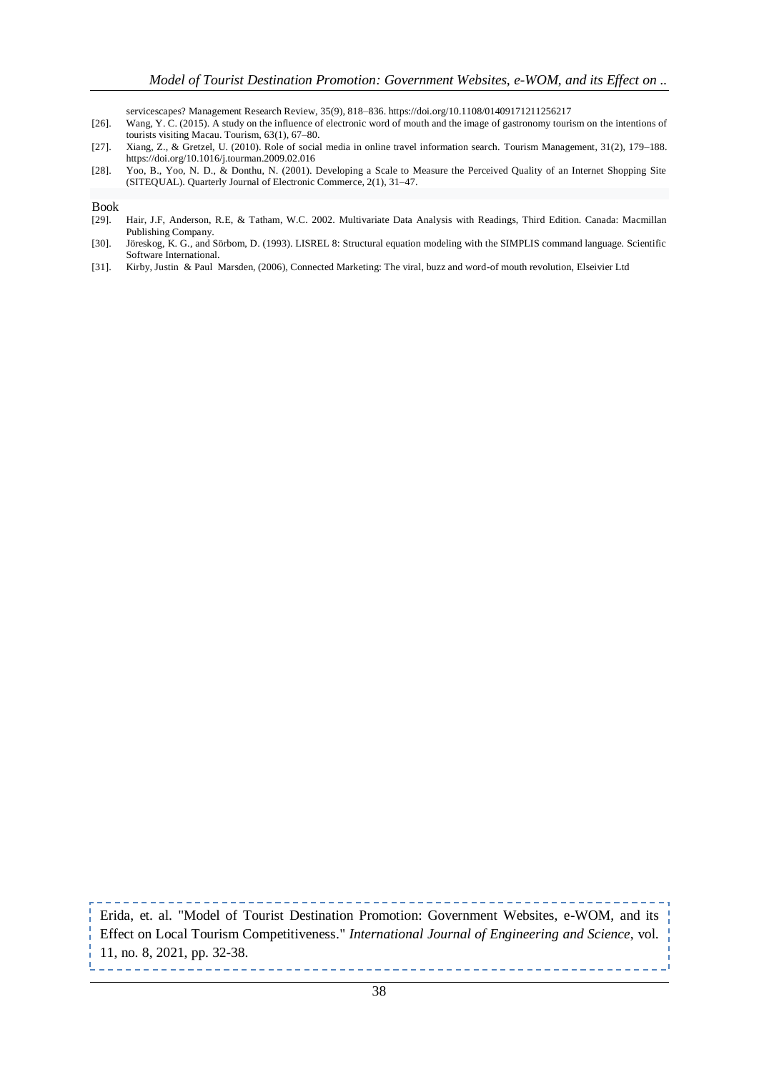servicescapes? Management Research Review, 35(9), 818–836. https://doi.org/10.1108/01409171211256217

[26]. Wang, Y. C. (2015). A study on the influence of electronic word of mouth and the image of gastronomy tourism on the intentions of tourists visiting Macau. Tourism, 63(1), 67–80.

[27]. Xiang, Z., & Gretzel, U. (2010). Role of social media in online travel information search. Tourism Management, 31(2), 179–188. https://doi.org/10.1016/j.tourman.2009.02.016

[28]. Yoo, B., Yoo, N. D., & Donthu, N. (2001). Developing a Scale to Measure the Perceived Quality of an Internet Shopping Site (SITEQUAL). Quarterly Journal of Electronic Commerce, 2(1), 31–47.

Book

[29]. Hair, J.F, Anderson, R.E, & Tatham, W.C. 2002. Multivariate Data Analysis with Readings, Third Edition. Canada: Macmillan Publishing Company.

[30]. Jöreskog, K. G., and Sörbom, D. (1993). LISREL 8: Structural equation modeling with the SIMPLIS command language. Scientific Software International.

[31]. Kirby, Justin & Paul Marsden, (2006), Connected Marketing: The viral, buzz and word-of mouth revolution, Elseivier Ltd

Erida, et. al. "Model of Tourist Destination Promotion: Government Websites, e-WOM, and its Effect on Local Tourism Competitiveness." *International Journal of Engineering and Science*, vol. 11, no. 8, 2021, pp. 32-38.